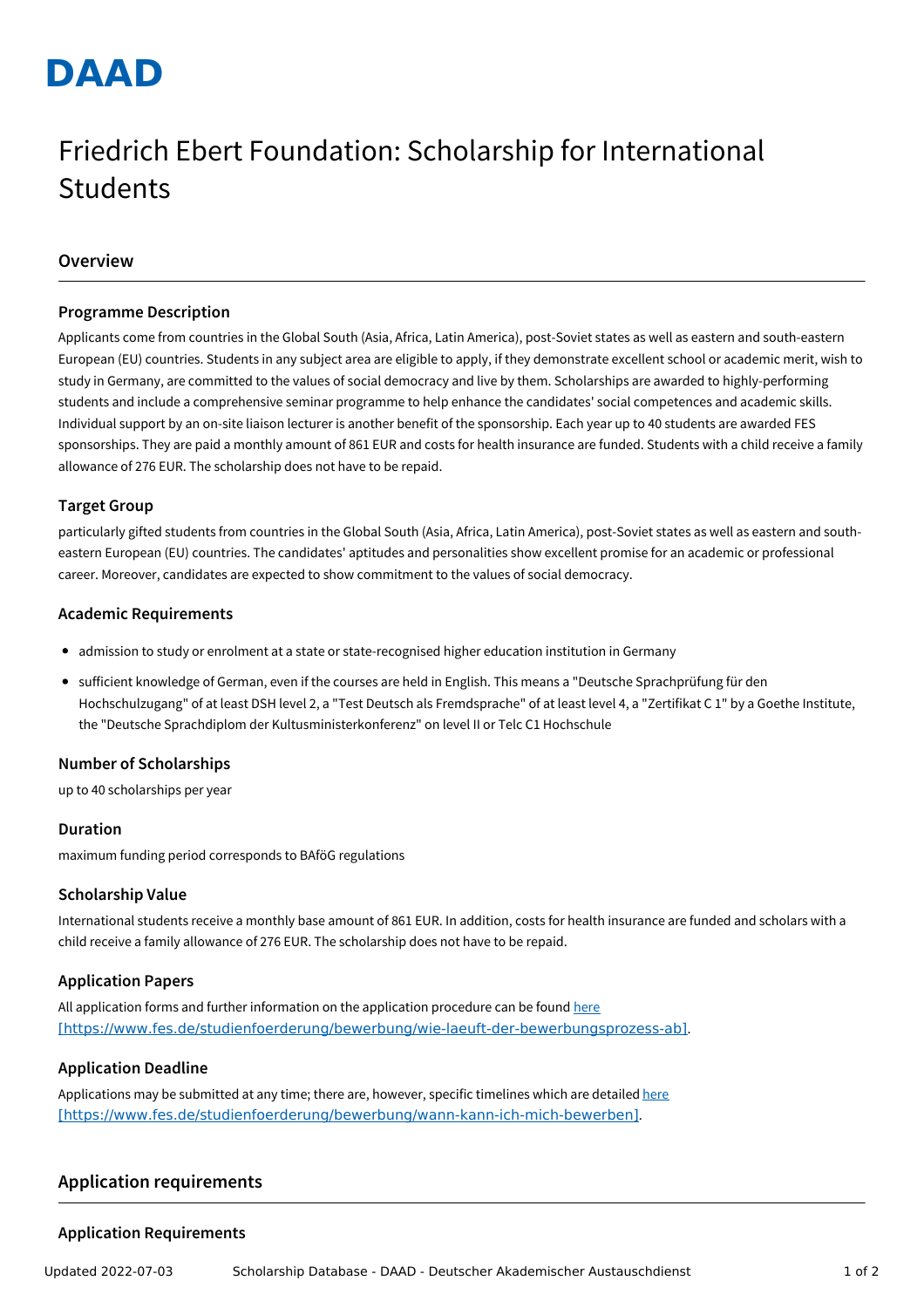DAAD

# Friedrich Ebert Foundation: Scholarship for International Students

## Overview

### Programme Description

Applicants come from countries in the Global South (Asia, Africa, Latin America), post-Soviet states as well as eastern and south-eastern European (EU) countries. Students in any subject area are eligible to apply, if they demonstrate excellent school or academic merit, wish to study in Germany, are committed to the values of social democracy and live by them. Scholarships are awarded to highly-performing students and include a comprehensive seminar programme to help enhance the candidates' social competences and academic skills. Individual support by an on-site liaison lecturer is another benefit of the sponsorship. Each year up to 40 students are awarded FES sponsorships. They are paid a monthly amount of 861 EUR and costs for health insurance are funded. Students with a child receive a family allowance of 276 EUR. The scholarship does not have to be repaid.

### Target Group

particularly gifted students from countries in the Global South (Asia, Africa, Latin America), post-Soviet states as well as eastern and south-eastern European (EU) countries. The candidates' aptitudes and personalities show excellent promise for an academic or professional career. Moreover, candidates are expected to show commitment to the values of social democracy.

### Academic Requirements

- admission to study or enrolment at a state or state-recognised higher education institution in Germany
- sufficient knowledge of German, even if the courses are held in English. This means a "Deutsche Sprachprüfung für den Hochschulzugang" of at least DSH level 2, a "Test Deutsch als Fremdsprache" of at least level 4, a "Zertifikat C 1" by a Goethe Institute, the "Deutsche Sprachdiplom der Kultusministerkonferenz" on level II or Telc C1 Hochschule

### Number of Scholarships

up to 40 scholarships per year

### Duration

maximum funding period corresponds to BAföG regulations

### Scholarship Value

International students receive a monthly base amount of 861 EUR. In addition, costs for health insurance are funded and scholars with a child receive a family allowance of 276 EUR. The scholarship does not have to be repaid.

### Application Papers

All application forms and further information on the application procedure can be found here [https://www.fes.de/studienfoerderung/bewerbung/wie-laeuft-der-bewerbungsprozess-ab].

### Application Deadline

Applications may be submitted at any time; there are, however, specific timelines which are detailed here [https://www.fes.de/studienfoerderung/bewerbung/wann-kann-ich-mich-bewerben].

## Application requirements

### Application Requirements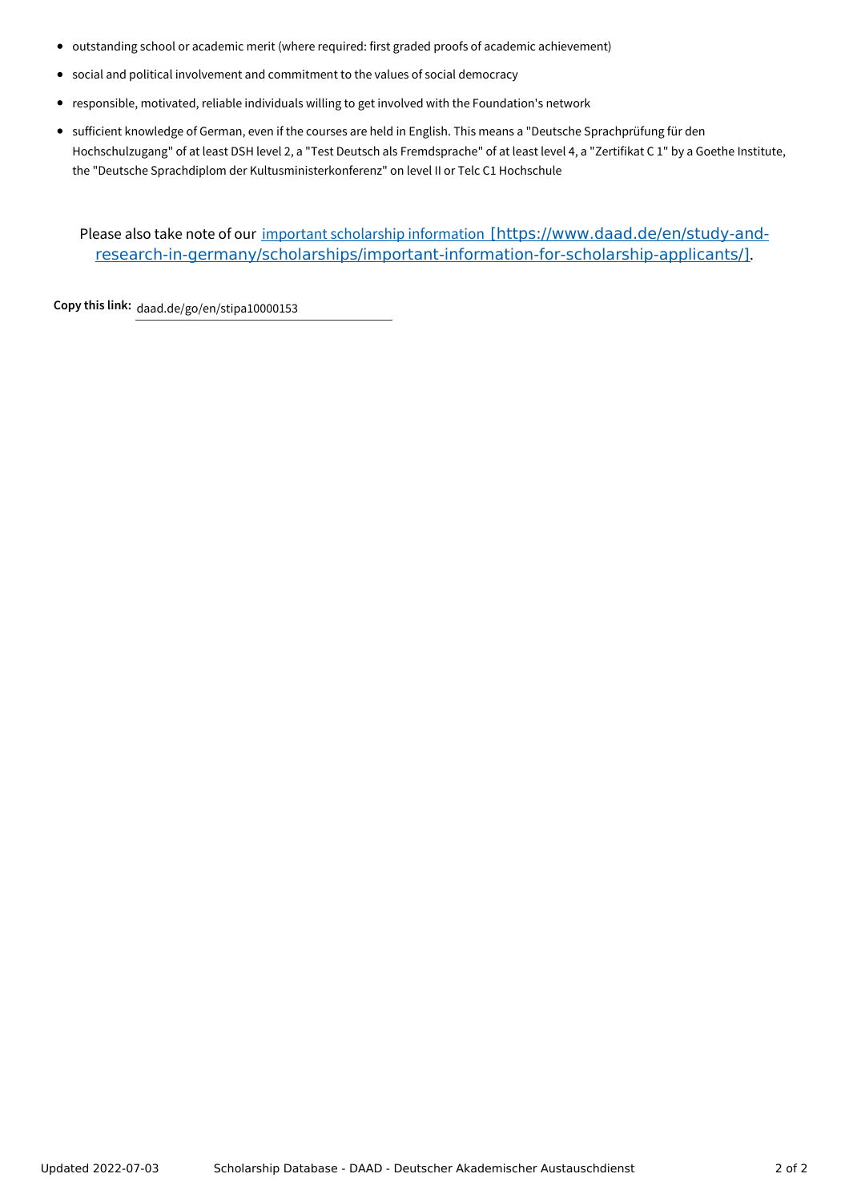- outstanding school or academic merit (where required: first graded proofs of academic achievement)
- social and political involvement and commitment to the values of social democracy
- responsible, motivated, reliable individuals willing to get involved with the Foundation's network
- sufficient knowledge of German, even if the courses are held in English. This means a "Deutsche Sprachprüfung für den Hochschulzugang" of at least DSH level 2, a "Test Deutsch als Fremdsprache" of at least level 4, a "Zertifikat C 1" by a Goethe Institute, the "Deutsche Sprachdiplom der Kultusministerkonferenz" on level II or Telc C1 Hochschule

Please also take note of our important scholarship information [https://www.daad.de/en/study-and-research-in-germany/scholarships/important-information-for-scholarship-applicants/].

**Copy this link:** daad.de/go/en/stipa10000153